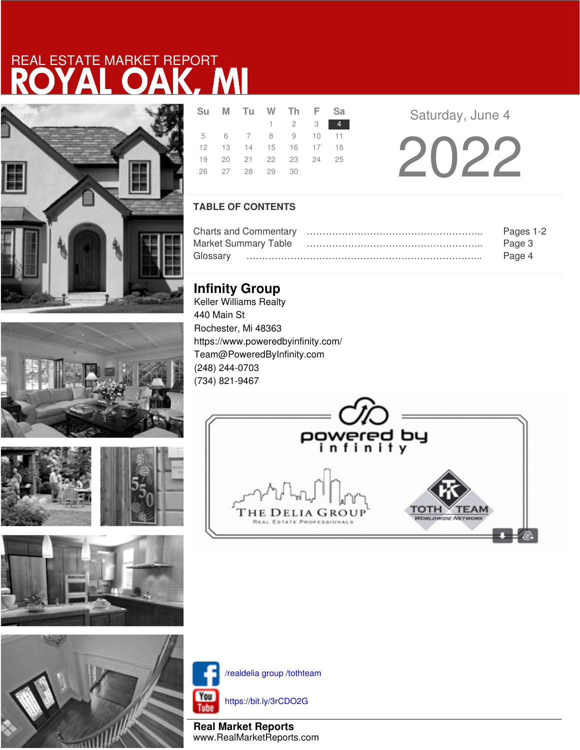REAL ESTATE MARKET REPORT

# ROYAL OAK, MI

| Su | M | Tu | W | Th | F | Sa |
|---|---|---|---|---|---|---|
| | | | 1 | 2 | 3 | 4 |
| 5 | 6 | 7 | 8 | 9 | 10 | 11 |
| 12 | 13 | 14 | 15 | 16 | 17 | 18 |
| 19 | 20 | 21 | 22 | 23 | 24 | 25 |
| 26 | 27 | 28 | 29 | 30 | | |

Saturday, June 4

# 2022

## TABLE OF CONTENTS

| | |
|---|---|
| Charts and Commentary | Pages 1-2 |
| Market Summary Table | Page 3 |
| Glossary | Page 4 |

## Infinity Group

Keller Williams Realty
440 Main St
Rochester, Mi 48363
https://www.poweredbyinfinity.com/
Team@PoweredByInfinity.com
(248) 244-0703
(734) 821-9467

powered by infinity

THE DELIA GROUP
REAL ESTATE PROFESSIONALS

TOTH TEAM
WORLDWIDE NETWORK

/realdelia group /tothteam

https://bit.ly/3rCDO2G

**Real Market Reports**
www.RealMarketReports.com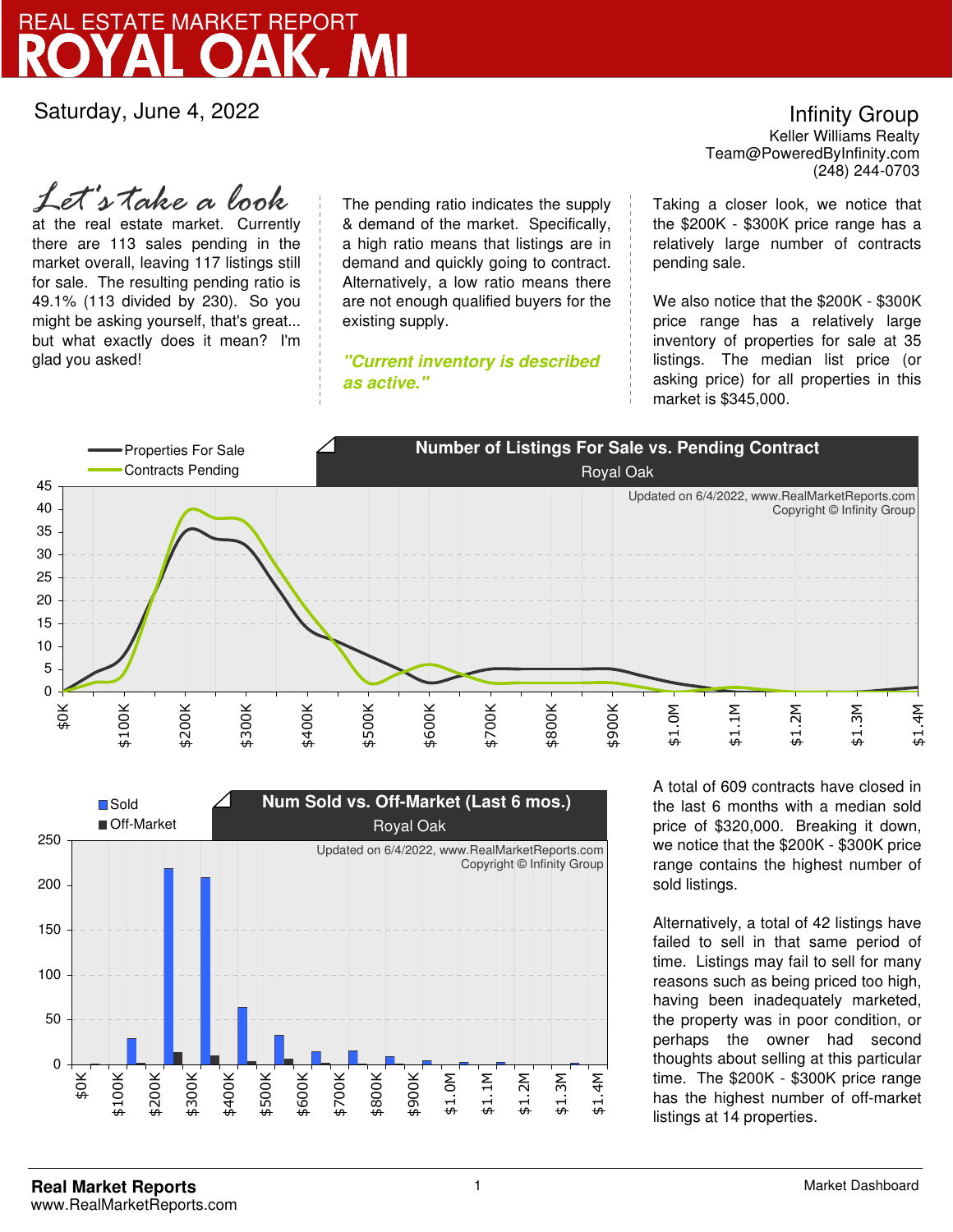# REAL ESTATE MARKET REPORT
# ROYAL OAK, MI

Saturday, June 4, 2022

**Infinity Group**
Keller Williams Realty
Team@PoweredByInfinity.com
(248) 244-0703

*Let's take a look* at the real estate market. Currently there are 113 sales pending in the market overall, leaving 117 listings still for sale. The resulting pending ratio is 49.1% (113 divided by 230). So you might be asking yourself, that's great... but what exactly does it mean? I'm glad you asked!

The pending ratio indicates the supply & demand of the market. Specifically, a high ratio means that listings are in demand and quickly going to contract. Alternatively, a low ratio means there are not enough qualified buyers for the existing supply.

***"Current inventory is described as active."***

Taking a closer look, we notice that the $200K - $300K price range has a relatively large number of contracts pending sale.

We also notice that the $200K - $300K price range has a relatively large inventory of properties for sale at 35 listings. The median list price (or asking price) for all properties in this market is $345,000.

**Number of Listings For Sale vs. Pending Contract**
Royal Oak

Updated on 6/4/2022, www.RealMarketReports.com
Copyright © Infinity Group

**Num Sold vs. Off-Market (Last 6 mos.)**
Royal Oak

Updated on 6/4/2022, www.RealMarketReports.com
Copyright © Infinity Group

A total of 609 contracts have closed in the last 6 months with a median sold price of $320,000. Breaking it down, we notice that the $200K - $300K price range contains the highest number of sold listings.

Alternatively, a total of 42 listings have failed to sell in that same period of time. Listings may fail to sell for many reasons such as being priced too high, having been inadequately marketed, the property was in poor condition, or perhaps the owner had second thoughts about selling at this particular time. The $200K - $300K price range has the highest number of off-market listings at 14 properties.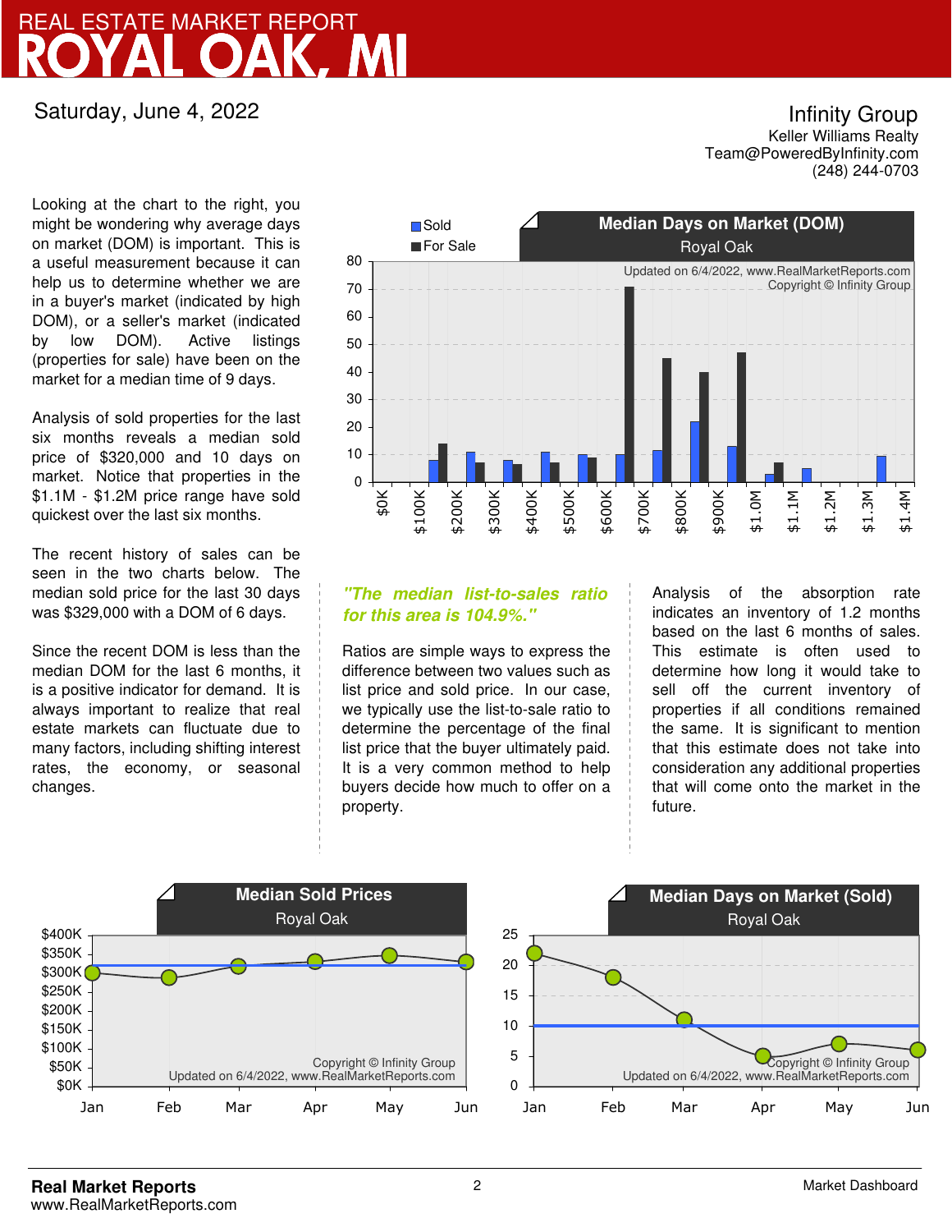# REAL ESTATE MARKET REPORT
# ROYAL OAK, MI

Saturday, June 4, 2022

**Infinity Group**
Keller Williams Realty
Team@PoweredByInfinity.com
(248) 244-0703

Looking at the chart to the right, you might be wondering why average days on market (DOM) is important. This is a useful measurement because it can help us to determine whether we are in a buyer's market (indicated by high DOM), or a seller's market (indicated by low DOM). Active listings (properties for sale) have been on the market for a median time of 9 days.

Analysis of sold properties for the last six months reveals a median sold price of $320,000 and 10 days on market. Notice that properties in the $1.1M - $1.2M price range have sold quickest over the last six months.

The recent history of sales can be seen in the two charts below. The median sold price for the last 30 days was $329,000 with a DOM of 6 days.

Since the recent DOM is less than the median DOM for the last 6 months, it is a positive indicator for demand. It is always important to realize that real estate markets can fluctuate due to many factors, including shifting interest rates, the economy, or seasonal changes.

**Median Days on Market (DOM)**
Royal Oak

Updated on 6/4/2022, www.RealMarketReports.com
Copyright © Infinity Group

*"The median list-to-sales ratio for this area is 104.9%."*

Ratios are simple ways to express the difference between two values such as list price and sold price. In our case, we typically use the list-to-sale ratio to determine the percentage of the final list price that the buyer ultimately paid. It is a very common method to help buyers decide how much to offer on a property.

Analysis of the absorption rate indicates an inventory of 1.2 months based on the last 6 months of sales. This estimate is often used to determine how long it would take to sell off the current inventory of properties if all conditions remained the same. It is significant to mention that this estimate does not take into consideration any additional properties that will come onto the market in the future.

**Median Sold Prices**
Royal Oak

Copyright © Infinity Group
Updated on 6/4/2022, www.RealMarketReports.com

**Median Days on Market (Sold)**
Royal Oak

Copyright © Infinity Group
Updated on 6/4/2022, www.RealMarketReports.com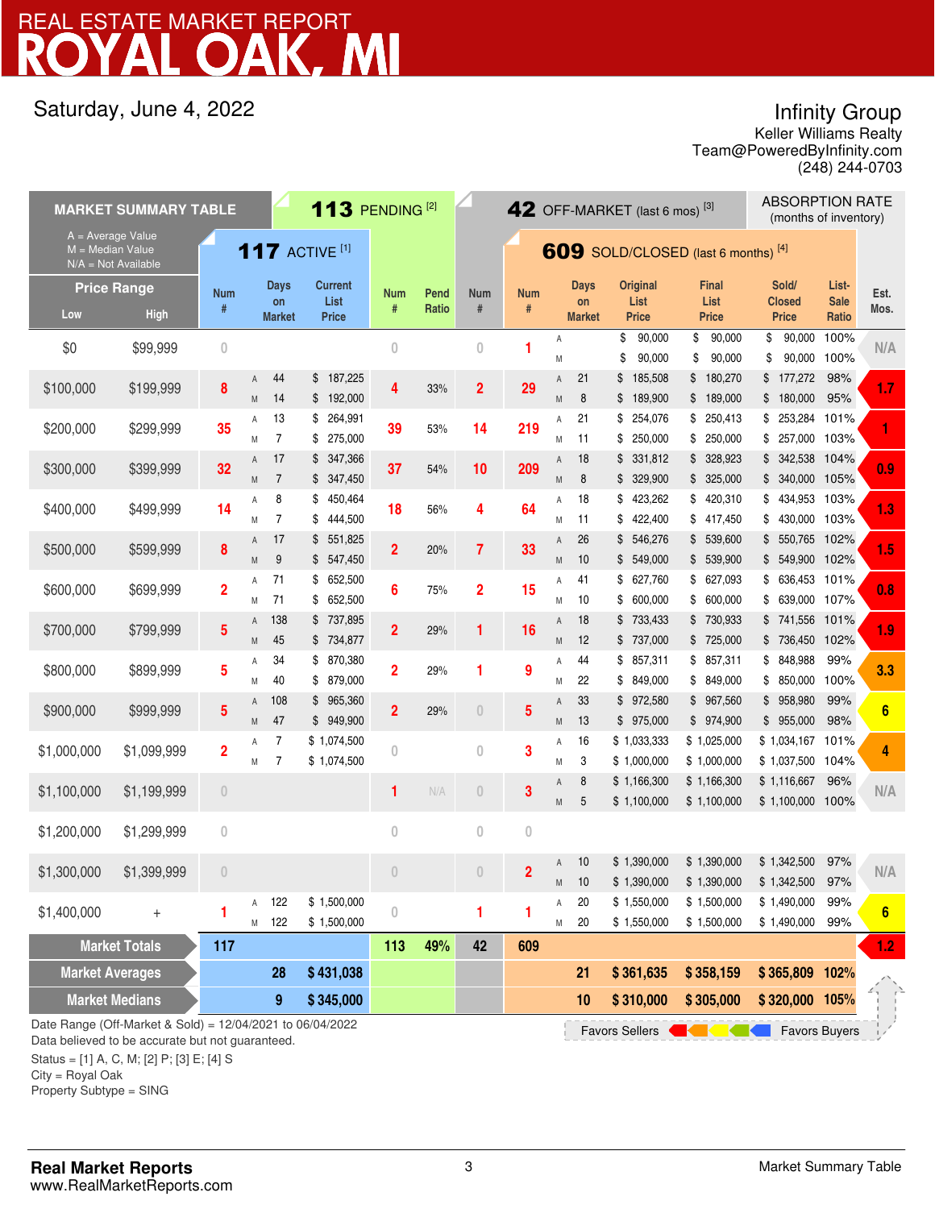# REAL ESTATE MARKET REPORT
# ROYAL OAK, MI

Saturday, June 4, 2022

Infinity Group
Keller Williams Realty
Team@PoweredByInfinity.com
(248) 244-0703

| MARKET SUMMARY TABLE | | 117 ACTIVE [1] | | | 113 PENDING [2] | | 42 OFF-MARKET (last 6 mos) [3] | 609 SOLD/CLOSED (last 6 months) [4] | | | | | | | ABSORPTION RATE (months of inventory) |
|---|---|---|---|---|---|---|---|---|---|---|---|---|---|---|---|
| A = Average Value, M = Median Value, N/A = Not Available | | | | | | | | | | | | | | | |
| Price Range Low | Price Range High | Num # | Days on Market | Current List Price | Num # | Pend Ratio | Num # | Num # | | Days on Market | Original List Price | Final List Price | Sold/Closed Price | List-Sale Ratio | Est. Mos. |
| $0 | $99,999 | 0 | | | 0 | | 0 | 1 | A | | $ 90,000 | $ 90,000 | $ 90,000 | 100% | N/A |
| | | | | | | | | | M | | $ 90,000 | $ 90,000 | $ 90,000 | 100% | |
| $100,000 | $199,999 | 8 | A 44 | $ 187,225 | 4 | 33% | 2 | 29 | A | 21 | $ 185,508 | $ 180,270 | $ 177,272 | 98% | 1.7 |
| | | | M 14 | $ 192,000 | | | | | M | 8 | $ 189,900 | $ 189,000 | $ 180,000 | 95% | |
| $200,000 | $299,999 | 35 | A 13 | $ 264,991 | 39 | 53% | 14 | 219 | A | 21 | $ 254,076 | $ 250,413 | $ 253,284 | 101% | 1 |
| | | | M 7 | $ 275,000 | | | | | M | 11 | $ 250,000 | $ 250,000 | $ 257,000 | 103% | |
| $300,000 | $399,999 | 32 | A 17 | $ 347,366 | 37 | 54% | 10 | 209 | A | 18 | $ 331,812 | $ 328,923 | $ 342,538 | 104% | 0.9 |
| | | | M 7 | $ 347,450 | | | | | M | 8 | $ 329,900 | $ 325,000 | $ 340,000 | 105% | |
| $400,000 | $499,999 | 14 | A 8 | $ 450,464 | 18 | 56% | 4 | 64 | A | 18 | $ 423,262 | $ 420,310 | $ 434,953 | 103% | 1.3 |
| | | | M 7 | $ 444,500 | | | | | M | 11 | $ 422,400 | $ 417,450 | $ 430,000 | 103% | |
| $500,000 | $599,999 | 8 | A 17 | $ 551,825 | 2 | 20% | 7 | 33 | A | 26 | $ 546,276 | $ 539,600 | $ 550,765 | 102% | 1.5 |
| | | | M 9 | $ 547,450 | | | | | M | 10 | $ 549,000 | $ 539,900 | $ 549,900 | 102% | |
| $600,000 | $699,999 | 2 | A 71 | $ 652,500 | 6 | 75% | 2 | 15 | A | 41 | $ 627,760 | $ 627,093 | $ 636,453 | 101% | 0.8 |
| | | | M 71 | $ 652,500 | | | | | M | 10 | $ 600,000 | $ 600,000 | $ 639,000 | 107% | |
| $700,000 | $799,999 | 5 | A 138 | $ 737,895 | 2 | 29% | 1 | 16 | A | 18 | $ 733,433 | $ 730,933 | $ 741,556 | 101% | 1.9 |
| | | | M 45 | $ 734,877 | | | | | M | 12 | $ 737,000 | $ 725,000 | $ 736,450 | 102% | |
| $800,000 | $899,999 | 5 | A 34 | $ 870,380 | 2 | 29% | 1 | 9 | A | 44 | $ 857,311 | $ 857,311 | $ 848,988 | 99% | 3.3 |
| | | | M 40 | $ 879,000 | | | | | M | 22 | $ 849,000 | $ 849,000 | $ 850,000 | 100% | |
| $900,000 | $999,999 | 5 | A 108 | $ 965,360 | 2 | 29% | 0 | 5 | A | 33 | $ 972,580 | $ 967,560 | $ 958,980 | 99% | 6 |
| | | | M 47 | $ 949,900 | | | | | M | 13 | $ 975,000 | $ 974,900 | $ 955,000 | 98% | |
| $1,000,000 | $1,099,999 | 2 | A 7 | $ 1,074,500 | 0 | | 0 | 3 | A | 16 | $ 1,033,333 | $ 1,025,000 | $ 1,034,167 | 101% | 4 |
| | | | M 7 | $ 1,074,500 | | | | | M | 3 | $ 1,000,000 | $ 1,000,000 | $ 1,037,500 | 104% | |
| $1,100,000 | $1,199,999 | 0 | | | 1 | N/A | 0 | 3 | A | 8 | $ 1,166,300 | $ 1,166,300 | $ 1,116,667 | 96% | N/A |
| | | | | | | | | | M | 5 | $ 1,100,000 | $ 1,100,000 | $ 1,100,000 | 100% | |
| $1,200,000 | $1,299,999 | 0 | | | 0 | | 0 | 0 | | | | | | | |
| $1,300,000 | $1,399,999 | 0 | | | 0 | | 0 | 2 | A | 10 | $ 1,390,000 | $ 1,390,000 | $ 1,342,500 | 97% | N/A |
| | | | | | | | | | M | 10 | $ 1,390,000 | $ 1,390,000 | $ 1,342,500 | 97% | |
| $1,400,000 | + | 1 | A 122 | $ 1,500,000 | 0 | | 1 | 1 | A | 20 | $ 1,550,000 | $ 1,500,000 | $ 1,490,000 | 99% | 6 |
| | | | M 122 | $ 1,500,000 | | | | | M | 20 | $ 1,550,000 | $ 1,500,000 | $ 1,490,000 | 99% | |
| Market Totals | | 117 | | | 113 | 49% | 42 | 609 | | | | | | | 1.2 |
| Market Averages | | | 28 | $ 431,038 | | | | | | 21 | $ 361,635 | $ 358,159 | $ 365,809 | 102% | |
| Market Medians | | | 9 | $ 345,000 | | | | | | 10 | $ 310,000 | $ 305,000 | $ 320,000 | 105% | |

Favors Sellers ◄ ► Favors Buyers

Date Range (Off-Market & Sold) = 12/04/2021 to 06/04/2022
Data believed to be accurate but not guaranteed.

Status = [1] A, C, M; [2] P; [3] E; [4] S
City = Royal Oak
Property Subtype = SING

**Real Market Reports**
www.RealMarketReports.com

Market Summary Table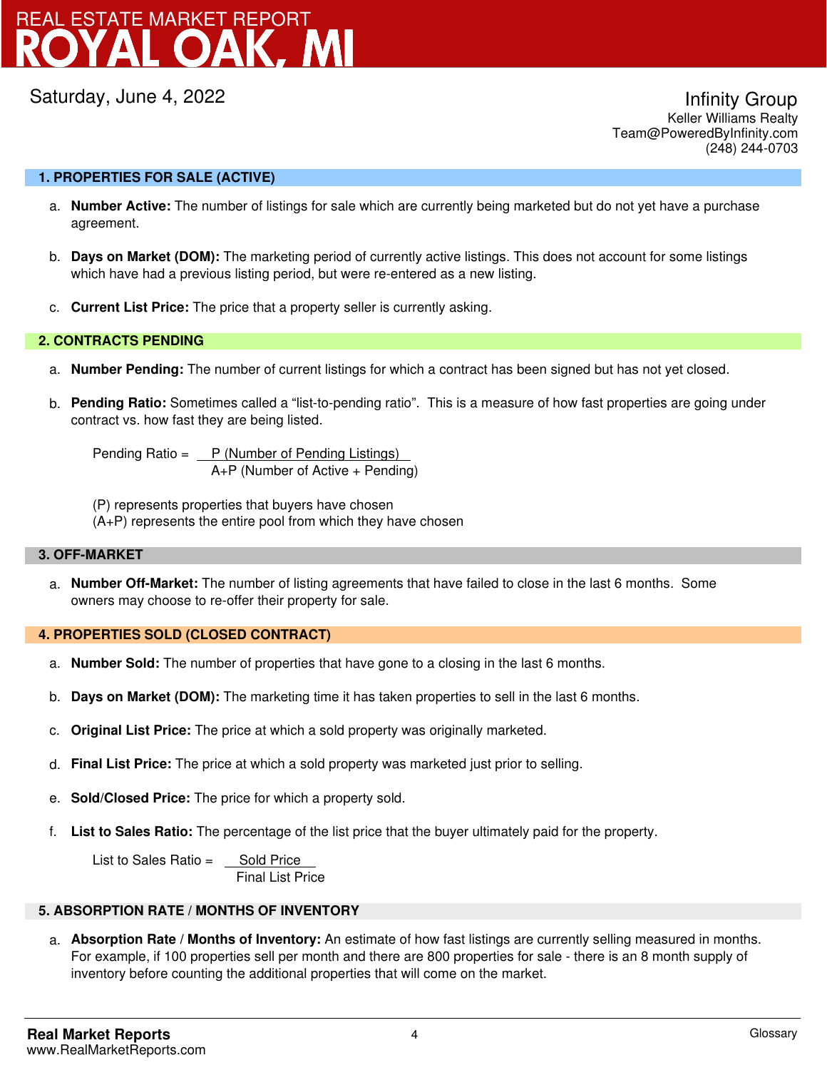# REAL ESTATE MARKET REPORT
# ROYAL OAK, MI

Saturday, June 4, 2022

Infinity Group
Keller Williams Realty
Team@PoweredByInfinity.com
(248) 244-0703

## 1. PROPERTIES FOR SALE (ACTIVE)

a. **Number Active:** The number of listings for sale which are currently being marketed but do not yet have a purchase agreement.

b. **Days on Market (DOM):** The marketing period of currently active listings. This does not account for some listings which have had a previous listing period, but were re-entered as a new listing.

c. **Current List Price:** The price that a property seller is currently asking.

## 2. CONTRACTS PENDING

a. **Number Pending:** The number of current listings for which a contract has been signed but has not yet closed.

b. **Pending Ratio:** Sometimes called a "list-to-pending ratio". This is a measure of how fast properties are going under contract vs. how fast they are being listed.

$$\text{Pending Ratio} = \frac{\text{P (Number of Pending Listings)}}{\text{A+P (Number of Active + Pending)}}$$

(P) represents properties that buyers have chosen
(A+P) represents the entire pool from which they have chosen

## 3. OFF-MARKET

a. **Number Off-Market:** The number of listing agreements that have failed to close in the last 6 months. Some owners may choose to re-offer their property for sale.

## 4. PROPERTIES SOLD (CLOSED CONTRACT)

a. **Number Sold:** The number of properties that have gone to a closing in the last 6 months.

b. **Days on Market (DOM):** The marketing time it has taken properties to sell in the last 6 months.

c. **Original List Price:** The price at which a sold property was originally marketed.

d. **Final List Price:** The price at which a sold property was marketed just prior to selling.

e. **Sold/Closed Price:** The price for which a property sold.

f. **List to Sales Ratio:** The percentage of the list price that the buyer ultimately paid for the property.

$$\text{List to Sales Ratio} = \frac{\text{Sold Price}}{\text{Final List Price}}$$

## 5. ABSORPTION RATE / MONTHS OF INVENTORY

a. **Absorption Rate / Months of Inventory:** An estimate of how fast listings are currently selling measured in months. For example, if 100 properties sell per month and there are 800 properties for sale - there is an 8 month supply of inventory before counting the additional properties that will come on the market.

**Real Market Reports**
www.RealMarketReports.com

Glossary